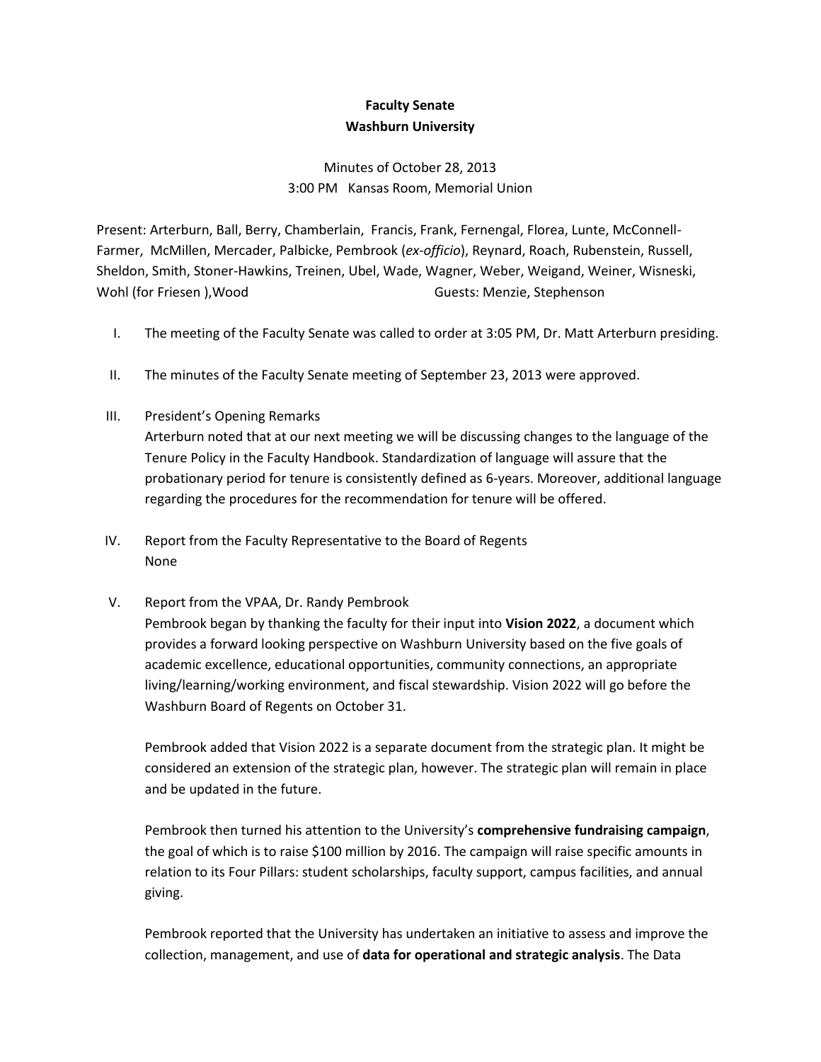**Faculty Senate**
**Washburn University**

Minutes of October 28, 2013
3:00 PM Kansas Room, Memorial Union

Present: Arterburn, Ball, Berry, Chamberlain, Francis, Frank, Fernengal, Florea, Lunte, McConnell-Farmer, McMillen, Mercader, Palbicke, Pembrook (*ex-officio*), Reynard, Roach, Rubenstein, Russell, Sheldon, Smith, Stoner-Hawkins, Treinen, Ubel, Wade, Wagner, Weber, Weigand, Weiner, Wisneski, Wohl (for Friesen ),Wood Guests: Menzie, Stephenson

I. The meeting of the Faculty Senate was called to order at 3:05 PM, Dr. Matt Arterburn presiding.

II. The minutes of the Faculty Senate meeting of September 23, 2013 were approved.

III. President's Opening Remarks
Arterburn noted that at our next meeting we will be discussing changes to the language of the Tenure Policy in the Faculty Handbook. Standardization of language will assure that the probationary period for tenure is consistently defined as 6-years. Moreover, additional language regarding the procedures for the recommendation for tenure will be offered.

IV. Report from the Faculty Representative to the Board of Regents
None

V. Report from the VPAA, Dr. Randy Pembrook
Pembrook began by thanking the faculty for their input into **Vision 2022**, a document which provides a forward looking perspective on Washburn University based on the five goals of academic excellence, educational opportunities, community connections, an appropriate living/learning/working environment, and fiscal stewardship. Vision 2022 will go before the Washburn Board of Regents on October 31.

Pembrook added that Vision 2022 is a separate document from the strategic plan. It might be considered an extension of the strategic plan, however. The strategic plan will remain in place and be updated in the future.

Pembrook then turned his attention to the University's **comprehensive fundraising campaign**, the goal of which is to raise $100 million by 2016. The campaign will raise specific amounts in relation to its Four Pillars: student scholarships, faculty support, campus facilities, and annual giving.

Pembrook reported that the University has undertaken an initiative to assess and improve the collection, management, and use of **data for operational and strategic analysis**. The Data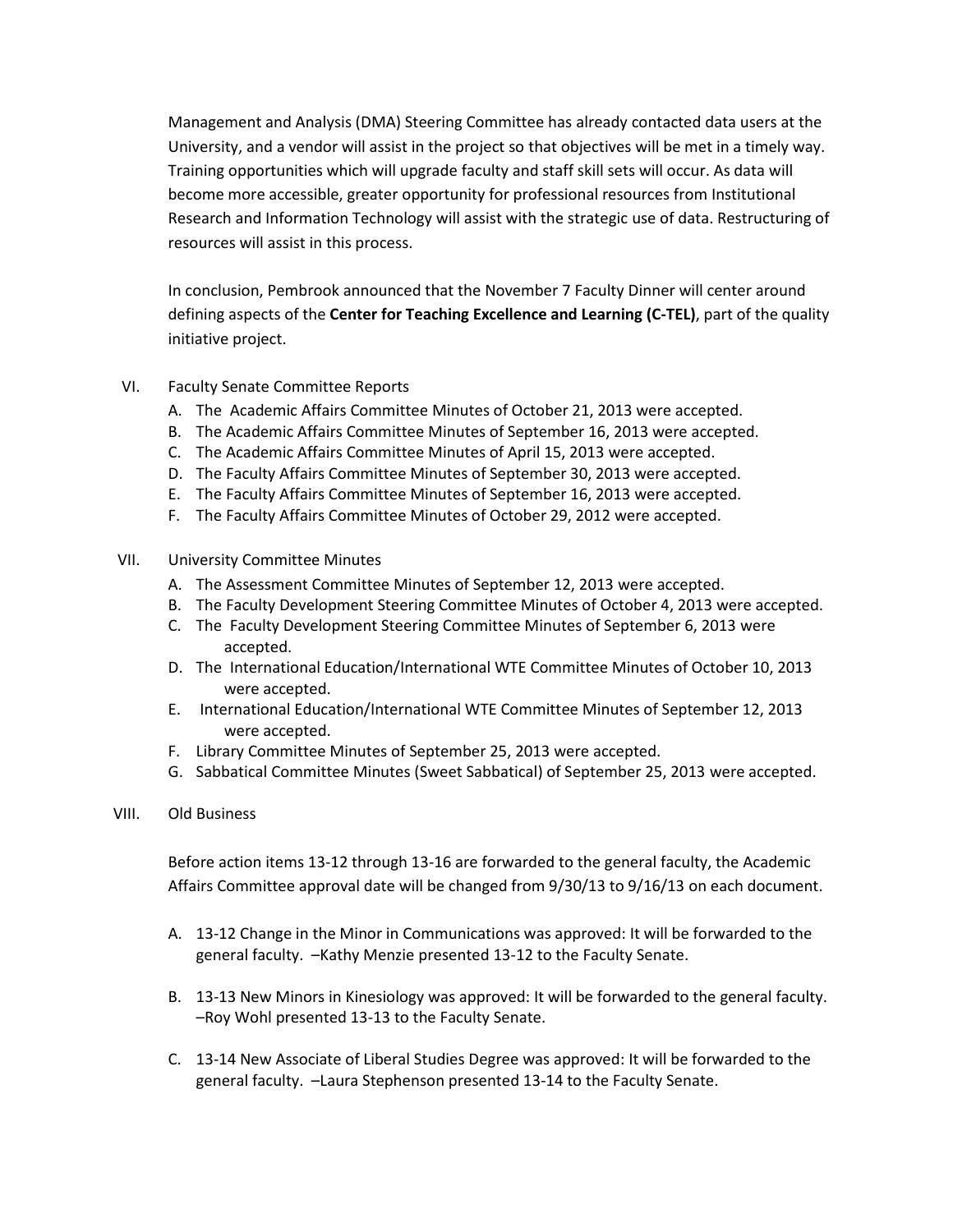Management and Analysis (DMA) Steering Committee has already contacted data users at the University, and a vendor will assist in the project so that objectives will be met in a timely way. Training opportunities which will upgrade faculty and staff skill sets will occur. As data will become more accessible, greater opportunity for professional resources from Institutional Research and Information Technology will assist with the strategic use of data. Restructuring of resources will assist in this process.

In conclusion, Pembrook announced that the November 7 Faculty Dinner will center around defining aspects of the **Center for Teaching Excellence and Learning (C-TEL)**, part of the quality initiative project.

VI. Faculty Senate Committee Reports

A. The Academic Affairs Committee Minutes of October 21, 2013 were accepted.
B. The Academic Affairs Committee Minutes of September 16, 2013 were accepted.
C. The Academic Affairs Committee Minutes of April 15, 2013 were accepted.
D. The Faculty Affairs Committee Minutes of September 30, 2013 were accepted.
E. The Faculty Affairs Committee Minutes of September 16, 2013 were accepted.
F. The Faculty Affairs Committee Minutes of October 29, 2012 were accepted.

VII. University Committee Minutes

A. The Assessment Committee Minutes of September 12, 2013 were accepted.
B. The Faculty Development Steering Committee Minutes of October 4, 2013 were accepted.
C. The Faculty Development Steering Committee Minutes of September 6, 2013 were accepted.
D. The International Education/International WTE Committee Minutes of October 10, 2013 were accepted.
E. International Education/International WTE Committee Minutes of September 12, 2013 were accepted.
F. Library Committee Minutes of September 25, 2013 were accepted.
G. Sabbatical Committee Minutes (Sweet Sabbatical) of September 25, 2013 were accepted.

VIII. Old Business

Before action items 13-12 through 13-16 are forwarded to the general faculty, the Academic Affairs Committee approval date will be changed from 9/30/13 to 9/16/13 on each document.

A. 13-12 Change in the Minor in Communications was approved: It will be forwarded to the general faculty. –Kathy Menzie presented 13-12 to the Faculty Senate.

B. 13-13 New Minors in Kinesiology was approved: It will be forwarded to the general faculty. –Roy Wohl presented 13-13 to the Faculty Senate.

C. 13-14 New Associate of Liberal Studies Degree was approved: It will be forwarded to the general faculty. –Laura Stephenson presented 13-14 to the Faculty Senate.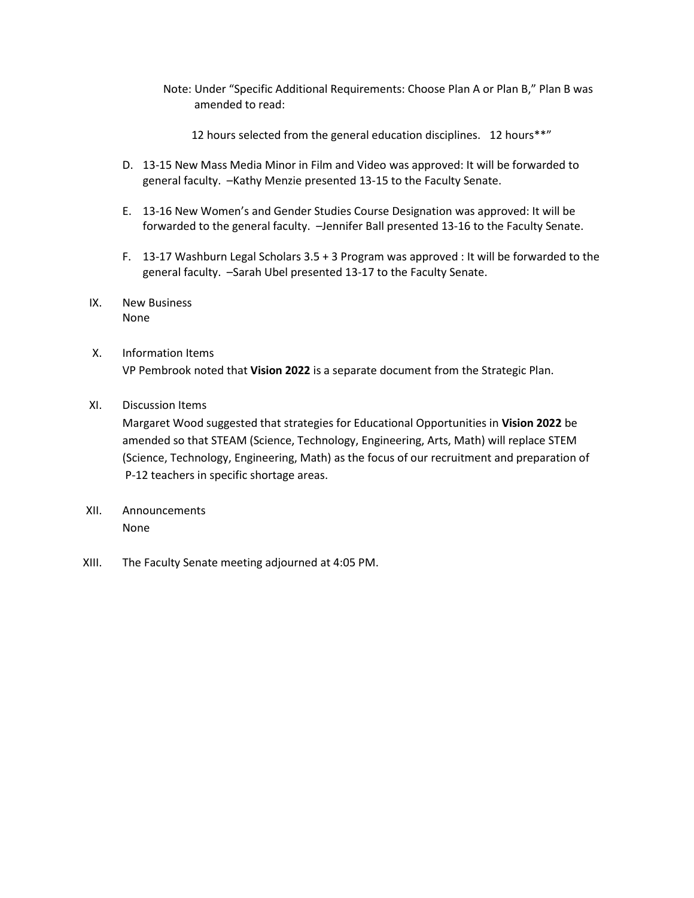Note: Under "Specific Additional Requirements: Choose Plan A or Plan B," Plan B was amended to read:

12 hours selected from the general education disciplines. 12 hours**"

D. 13-15 New Mass Media Minor in Film and Video was approved: It will be forwarded to general faculty. –Kathy Menzie presented 13-15 to the Faculty Senate.

E. 13-16 New Women's and Gender Studies Course Designation was approved: It will be forwarded to the general faculty. –Jennifer Ball presented 13-16 to the Faculty Senate.

F. 13-17 Washburn Legal Scholars 3.5 + 3 Program was approved : It will be forwarded to the general faculty. –Sarah Ubel presented 13-17 to the Faculty Senate.

IX. New Business
None

X. Information Items
VP Pembrook noted that **Vision 2022** is a separate document from the Strategic Plan.

XI. Discussion Items
Margaret Wood suggested that strategies for Educational Opportunities in **Vision 2022** be amended so that STEAM (Science, Technology, Engineering, Arts, Math) will replace STEM (Science, Technology, Engineering, Math) as the focus of our recruitment and preparation of P-12 teachers in specific shortage areas.

XII. Announcements
None

XIII. The Faculty Senate meeting adjourned at 4:05 PM.